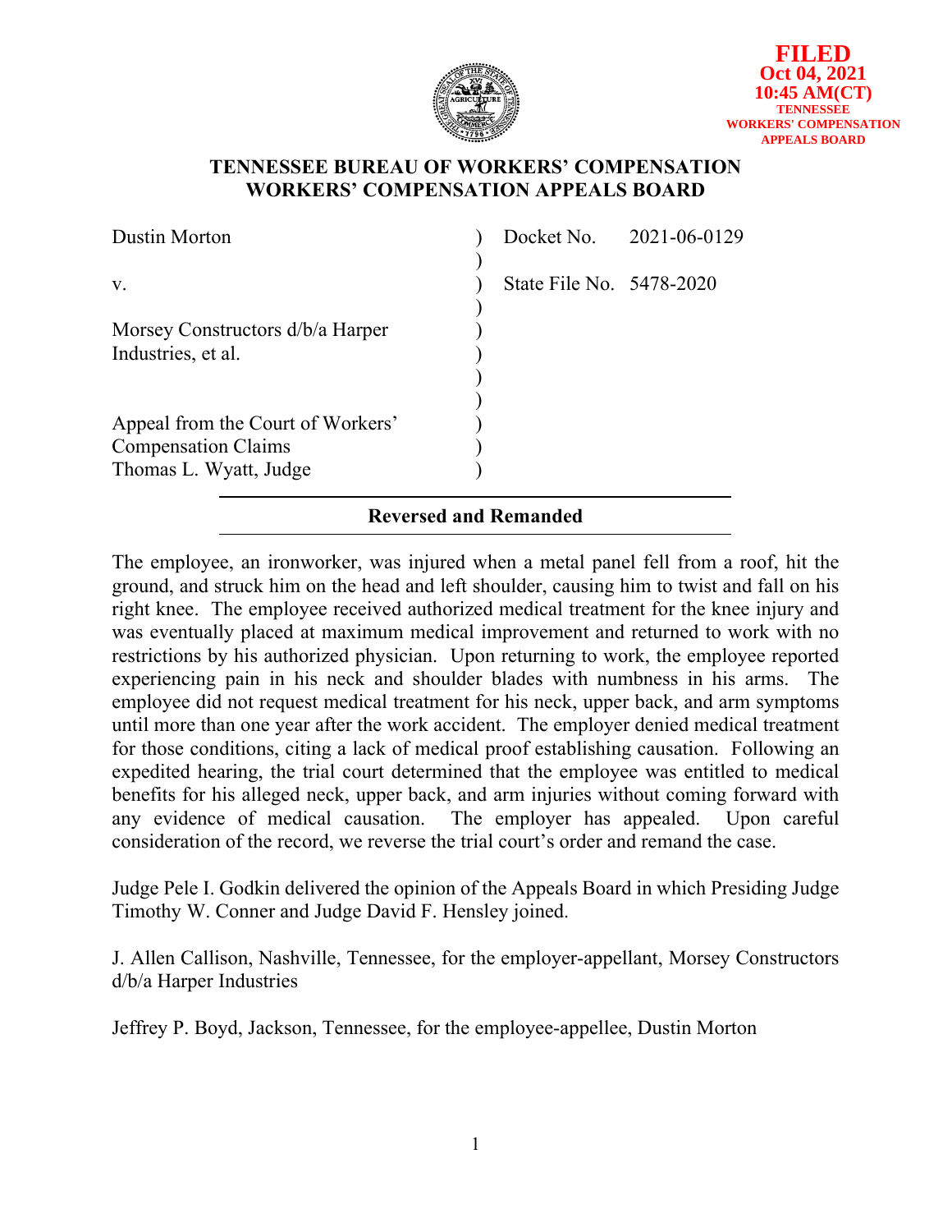**FILED**
**Oct 04, 2021**
**10:45 AM(CT)**
**TENNESSEE WORKERS' COMPENSATION APPEALS BOARD**

# TENNESSEE BUREAU OF WORKERS' COMPENSATION
# WORKERS' COMPENSATION APPEALS BOARD

| | | |
|---|---|---|
| Dustin Morton | ) | Docket No. 2021-06-0129 |
| | ) | |
| v. | ) | State File No. 5478-2020 |
| | ) | |
| Morsey Constructors d/b/a Harper Industries, et al. | ) | |
| | ) | |
| | ) | |
| Appeal from the Court of Workers' Compensation Claims | ) | |
| Thomas L. Wyatt, Judge | ) | |

---

**Reversed and Remanded**

---

The employee, an ironworker, was injured when a metal panel fell from a roof, hit the ground, and struck him on the head and left shoulder, causing him to twist and fall on his right knee. The employee received authorized medical treatment for the knee injury and was eventually placed at maximum medical improvement and returned to work with no restrictions by his authorized physician. Upon returning to work, the employee reported experiencing pain in his neck and shoulder blades with numbness in his arms. The employee did not request medical treatment for his neck, upper back, and arm symptoms until more than one year after the work accident. The employer denied medical treatment for those conditions, citing a lack of medical proof establishing causation. Following an expedited hearing, the trial court determined that the employee was entitled to medical benefits for his alleged neck, upper back, and arm injuries without coming forward with any evidence of medical causation. The employer has appealed. Upon careful consideration of the record, we reverse the trial court's order and remand the case.

Judge Pele I. Godkin delivered the opinion of the Appeals Board in which Presiding Judge Timothy W. Conner and Judge David F. Hensley joined.

J. Allen Callison, Nashville, Tennessee, for the employer-appellant, Morsey Constructors d/b/a Harper Industries

Jeffrey P. Boyd, Jackson, Tennessee, for the employee-appellee, Dustin Morton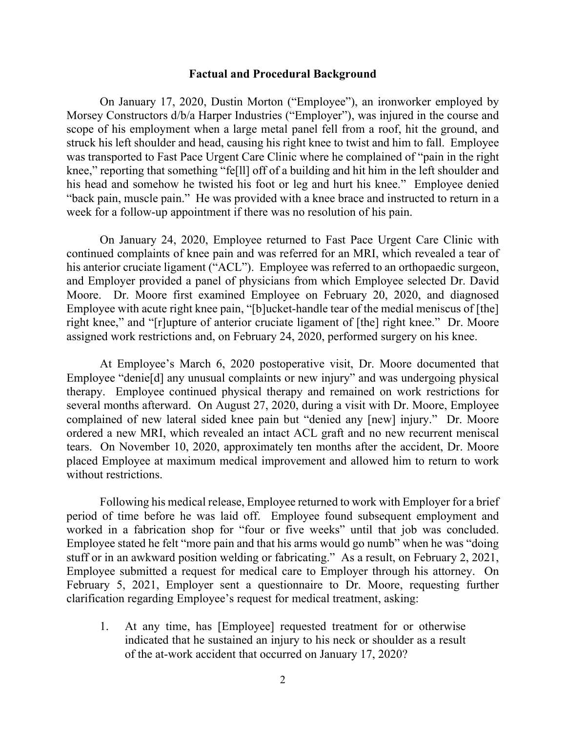## Factual and Procedural Background

On January 17, 2020, Dustin Morton ("Employee"), an ironworker employed by Morsey Constructors d/b/a Harper Industries ("Employer"), was injured in the course and scope of his employment when a large metal panel fell from a roof, hit the ground, and struck his left shoulder and head, causing his right knee to twist and him to fall. Employee was transported to Fast Pace Urgent Care Clinic where he complained of "pain in the right knee," reporting that something "fe[ll] off of a building and hit him in the left shoulder and his head and somehow he twisted his foot or leg and hurt his knee." Employee denied "back pain, muscle pain." He was provided with a knee brace and instructed to return in a week for a follow-up appointment if there was no resolution of his pain.

On January 24, 2020, Employee returned to Fast Pace Urgent Care Clinic with continued complaints of knee pain and was referred for an MRI, which revealed a tear of his anterior cruciate ligament ("ACL"). Employee was referred to an orthopaedic surgeon, and Employer provided a panel of physicians from which Employee selected Dr. David Moore. Dr. Moore first examined Employee on February 20, 2020, and diagnosed Employee with acute right knee pain, "[b]ucket-handle tear of the medial meniscus of [the] right knee," and "[r]upture of anterior cruciate ligament of [the] right knee." Dr. Moore assigned work restrictions and, on February 24, 2020, performed surgery on his knee.

At Employee's March 6, 2020 postoperative visit, Dr. Moore documented that Employee "denie[d] any unusual complaints or new injury" and was undergoing physical therapy. Employee continued physical therapy and remained on work restrictions for several months afterward. On August 27, 2020, during a visit with Dr. Moore, Employee complained of new lateral sided knee pain but "denied any [new] injury." Dr. Moore ordered a new MRI, which revealed an intact ACL graft and no new recurrent meniscal tears. On November 10, 2020, approximately ten months after the accident, Dr. Moore placed Employee at maximum medical improvement and allowed him to return to work without restrictions.

Following his medical release, Employee returned to work with Employer for a brief period of time before he was laid off. Employee found subsequent employment and worked in a fabrication shop for "four or five weeks" until that job was concluded. Employee stated he felt "more pain and that his arms would go numb" when he was "doing stuff or in an awkward position welding or fabricating." As a result, on February 2, 2021, Employee submitted a request for medical care to Employer through his attorney. On February 5, 2021, Employer sent a questionnaire to Dr. Moore, requesting further clarification regarding Employee's request for medical treatment, asking:

1. At any time, has [Employee] requested treatment for or otherwise indicated that he sustained an injury to his neck or shoulder as a result of the at-work accident that occurred on January 17, 2020?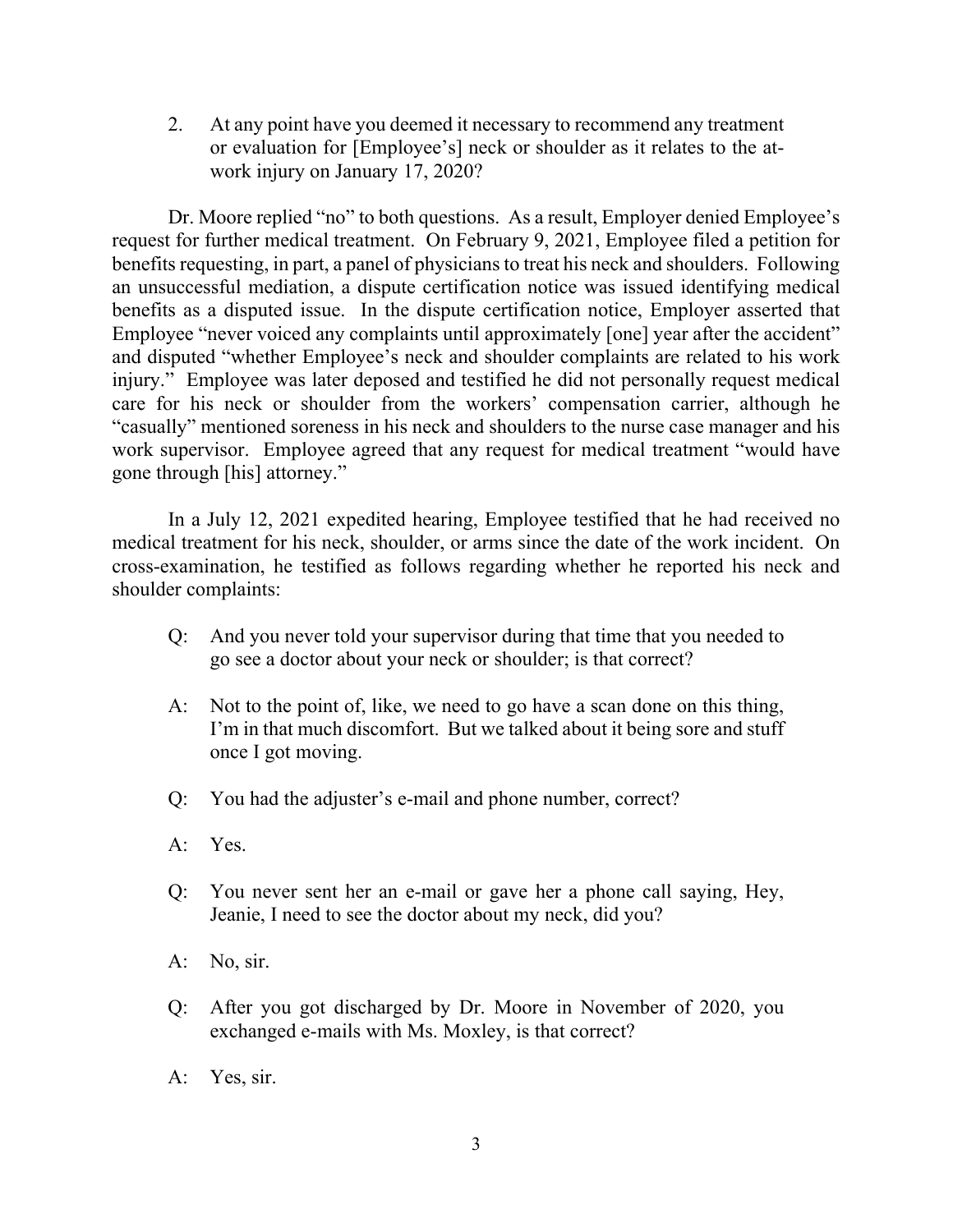2. At any point have you deemed it necessary to recommend any treatment or evaluation for [Employee's] neck or shoulder as it relates to the at-work injury on January 17, 2020?

Dr. Moore replied "no" to both questions. As a result, Employer denied Employee's request for further medical treatment. On February 9, 2021, Employee filed a petition for benefits requesting, in part, a panel of physicians to treat his neck and shoulders. Following an unsuccessful mediation, a dispute certification notice was issued identifying medical benefits as a disputed issue. In the dispute certification notice, Employer asserted that Employee "never voiced any complaints until approximately [one] year after the accident" and disputed "whether Employee's neck and shoulder complaints are related to his work injury." Employee was later deposed and testified he did not personally request medical care for his neck or shoulder from the workers' compensation carrier, although he "casually" mentioned soreness in his neck and shoulders to the nurse case manager and his work supervisor. Employee agreed that any request for medical treatment "would have gone through [his] attorney."

In a July 12, 2021 expedited hearing, Employee testified that he had received no medical treatment for his neck, shoulder, or arms since the date of the work incident. On cross-examination, he testified as follows regarding whether he reported his neck and shoulder complaints:

> Q: And you never told your supervisor during that time that you needed to go see a doctor about your neck or shoulder; is that correct?
>
> A: Not to the point of, like, we need to go have a scan done on this thing, I'm in that much discomfort. But we talked about it being sore and stuff once I got moving.
>
> Q: You had the adjuster's e-mail and phone number, correct?
>
> A: Yes.
>
> Q: You never sent her an e-mail or gave her a phone call saying, Hey, Jeanie, I need to see the doctor about my neck, did you?
>
> A: No, sir.
>
> Q: After you got discharged by Dr. Moore in November of 2020, you exchanged e-mails with Ms. Moxley, is that correct?
>
> A: Yes, sir.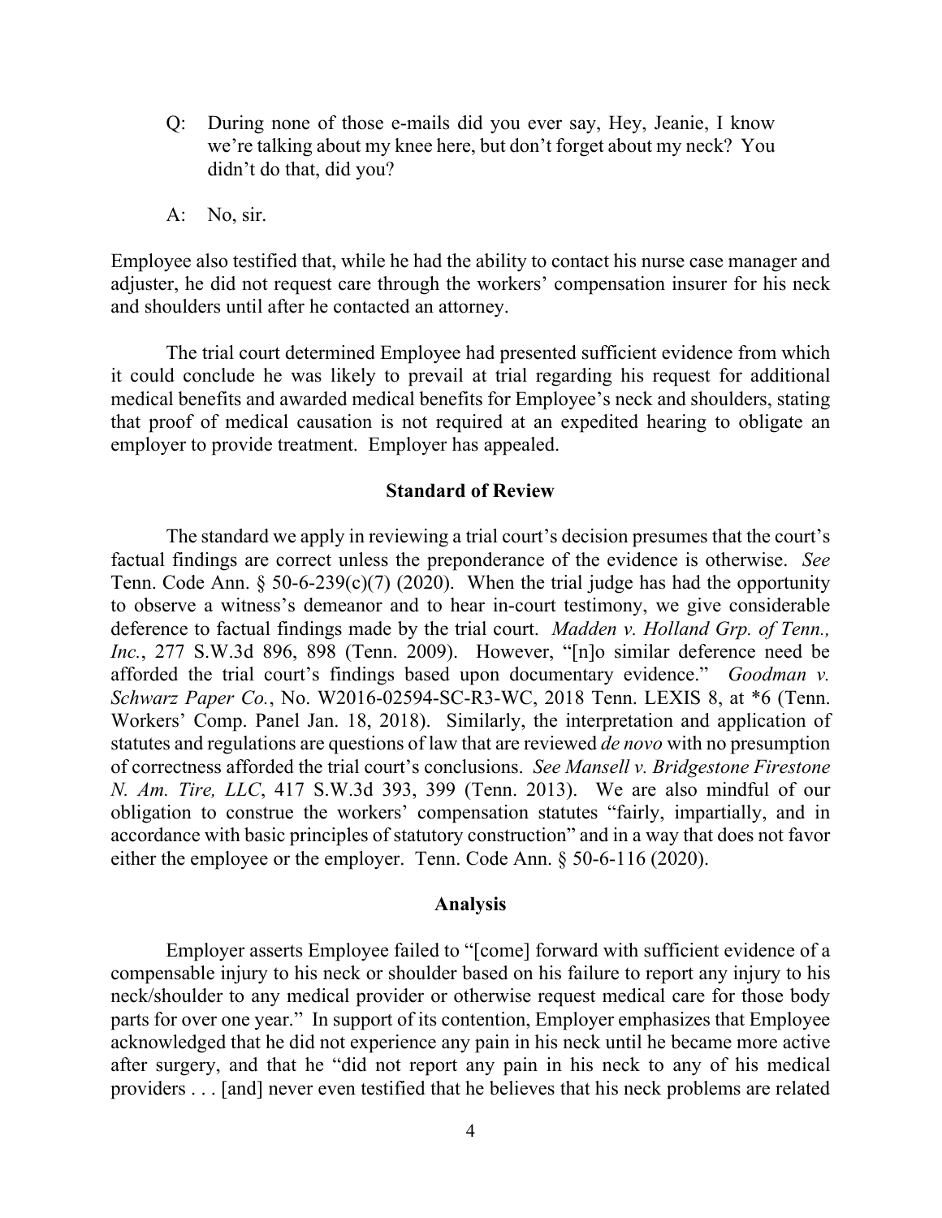Q: During none of those e-mails did you ever say, Hey, Jeanie, I know we're talking about my knee here, but don't forget about my neck? You didn't do that, did you?

A: No, sir.

Employee also testified that, while he had the ability to contact his nurse case manager and adjuster, he did not request care through the workers' compensation insurer for his neck and shoulders until after he contacted an attorney.

The trial court determined Employee had presented sufficient evidence from which it could conclude he was likely to prevail at trial regarding his request for additional medical benefits and awarded medical benefits for Employee's neck and shoulders, stating that proof of medical causation is not required at an expedited hearing to obligate an employer to provide treatment. Employer has appealed.

## Standard of Review

The standard we apply in reviewing a trial court's decision presumes that the court's factual findings are correct unless the preponderance of the evidence is otherwise. *See* Tenn. Code Ann. § 50-6-239(c)(7) (2020). When the trial judge has had the opportunity to observe a witness's demeanor and to hear in-court testimony, we give considerable deference to factual findings made by the trial court. *Madden v. Holland Grp. of Tenn., Inc.*, 277 S.W.3d 896, 898 (Tenn. 2009). However, "[n]o similar deference need be afforded the trial court's findings based upon documentary evidence." *Goodman v. Schwarz Paper Co.*, No. W2016-02594-SC-R3-WC, 2018 Tenn. LEXIS 8, at *6 (Tenn. Workers' Comp. Panel Jan. 18, 2018). Similarly, the interpretation and application of statutes and regulations are questions of law that are reviewed *de novo* with no presumption of correctness afforded the trial court's conclusions. *See Mansell v. Bridgestone Firestone N. Am. Tire, LLC*, 417 S.W.3d 393, 399 (Tenn. 2013). We are also mindful of our obligation to construe the workers' compensation statutes "fairly, impartially, and in accordance with basic principles of statutory construction" and in a way that does not favor either the employee or the employer. Tenn. Code Ann. § 50-6-116 (2020).

## Analysis

Employer asserts Employee failed to "[come] forward with sufficient evidence of a compensable injury to his neck or shoulder based on his failure to report any injury to his neck/shoulder to any medical provider or otherwise request medical care for those body parts for over one year." In support of its contention, Employer emphasizes that Employee acknowledged that he did not experience any pain in his neck until he became more active after surgery, and that he "did not report any pain in his neck to any of his medical providers . . . [and] never even testified that he believes that his neck problems are related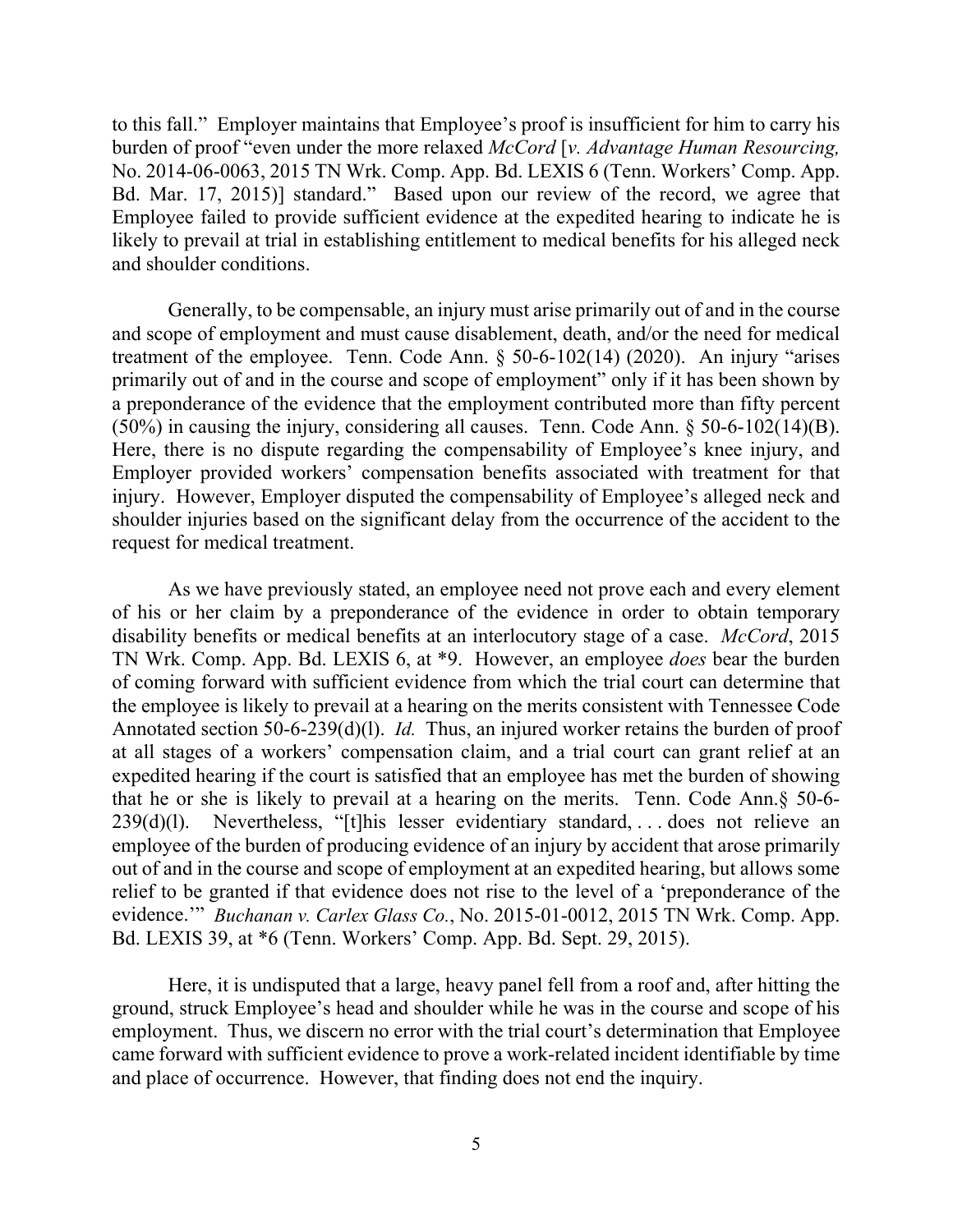to this fall." Employer maintains that Employee's proof is insufficient for him to carry his burden of proof "even under the more relaxed *McCord* [*v. Advantage Human Resourcing,* No. 2014-06-0063, 2015 TN Wrk. Comp. App. Bd. LEXIS 6 (Tenn. Workers' Comp. App. Bd. Mar. 17, 2015)] standard." Based upon our review of the record, we agree that Employee failed to provide sufficient evidence at the expedited hearing to indicate he is likely to prevail at trial in establishing entitlement to medical benefits for his alleged neck and shoulder conditions.

Generally, to be compensable, an injury must arise primarily out of and in the course and scope of employment and must cause disablement, death, and/or the need for medical treatment of the employee. Tenn. Code Ann. § 50-6-102(14) (2020). An injury "arises primarily out of and in the course and scope of employment" only if it has been shown by a preponderance of the evidence that the employment contributed more than fifty percent (50%) in causing the injury, considering all causes. Tenn. Code Ann. § 50-6-102(14)(B). Here, there is no dispute regarding the compensability of Employee's knee injury, and Employer provided workers' compensation benefits associated with treatment for that injury. However, Employer disputed the compensability of Employee's alleged neck and shoulder injuries based on the significant delay from the occurrence of the accident to the request for medical treatment.

As we have previously stated, an employee need not prove each and every element of his or her claim by a preponderance of the evidence in order to obtain temporary disability benefits or medical benefits at an interlocutory stage of a case. *McCord*, 2015 TN Wrk. Comp. App. Bd. LEXIS 6, at *9. However, an employee *does* bear the burden of coming forward with sufficient evidence from which the trial court can determine that the employee is likely to prevail at a hearing on the merits consistent with Tennessee Code Annotated section 50-6-239(d)(l). *Id.* Thus, an injured worker retains the burden of proof at all stages of a workers' compensation claim, and a trial court can grant relief at an expedited hearing if the court is satisfied that an employee has met the burden of showing that he or she is likely to prevail at a hearing on the merits. Tenn. Code Ann.§ 50-6-239(d)(l). Nevertheless, "[t]his lesser evidentiary standard, . . . does not relieve an employee of the burden of producing evidence of an injury by accident that arose primarily out of and in the course and scope of employment at an expedited hearing, but allows some relief to be granted if that evidence does not rise to the level of a 'preponderance of the evidence.'" *Buchanan v. Carlex Glass Co.*, No. 2015-01-0012, 2015 TN Wrk. Comp. App. Bd. LEXIS 39, at *6 (Tenn. Workers' Comp. App. Bd. Sept. 29, 2015).

Here, it is undisputed that a large, heavy panel fell from a roof and, after hitting the ground, struck Employee's head and shoulder while he was in the course and scope of his employment. Thus, we discern no error with the trial court's determination that Employee came forward with sufficient evidence to prove a work-related incident identifiable by time and place of occurrence. However, that finding does not end the inquiry.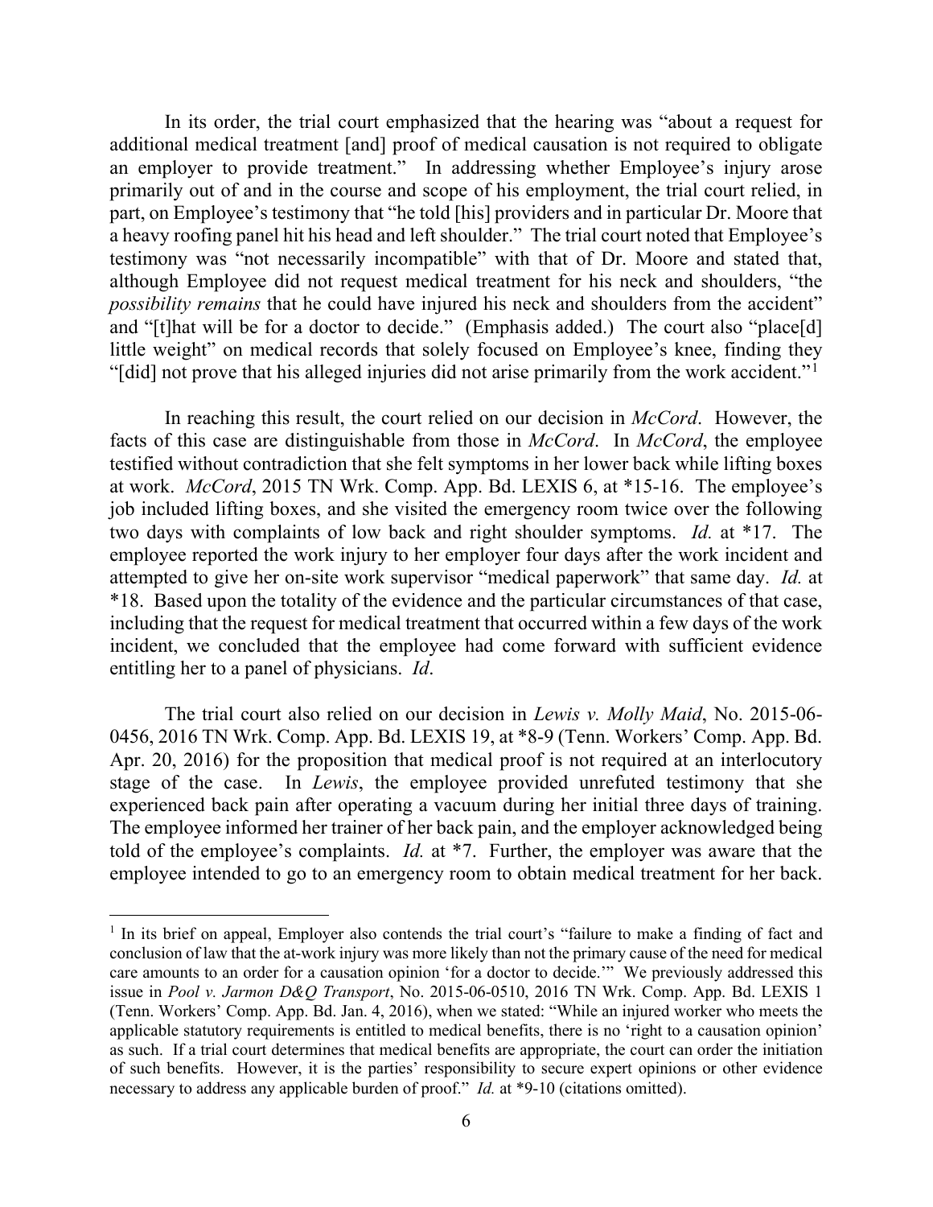In its order, the trial court emphasized that the hearing was "about a request for additional medical treatment [and] proof of medical causation is not required to obligate an employer to provide treatment." In addressing whether Employee's injury arose primarily out of and in the course and scope of his employment, the trial court relied, in part, on Employee's testimony that "he told [his] providers and in particular Dr. Moore that a heavy roofing panel hit his head and left shoulder." The trial court noted that Employee's testimony was "not necessarily incompatible" with that of Dr. Moore and stated that, although Employee did not request medical treatment for his neck and shoulders, "the *possibility remains* that he could have injured his neck and shoulders from the accident" and "[t]hat will be for a doctor to decide." (Emphasis added.) The court also "place[d] little weight" on medical records that solely focused on Employee's knee, finding they "[did] not prove that his alleged injuries did not arise primarily from the work accident."[1]

In reaching this result, the court relied on our decision in *McCord*. However, the facts of this case are distinguishable from those in *McCord*. In *McCord*, the employee testified without contradiction that she felt symptoms in her lower back while lifting boxes at work. *McCord*, 2015 TN Wrk. Comp. App. Bd. LEXIS 6, at *15-16. The employee's job included lifting boxes, and she visited the emergency room twice over the following two days with complaints of low back and right shoulder symptoms. *Id.* at *17. The employee reported the work injury to her employer four days after the work incident and attempted to give her on-site work supervisor "medical paperwork" that same day. *Id.* at *18. Based upon the totality of the evidence and the particular circumstances of that case, including that the request for medical treatment that occurred within a few days of the work incident, we concluded that the employee had come forward with sufficient evidence entitling her to a panel of physicians. *Id*.

The trial court also relied on our decision in *Lewis v. Molly Maid*, No. 2015-06-0456, 2016 TN Wrk. Comp. App. Bd. LEXIS 19, at *8-9 (Tenn. Workers' Comp. App. Bd. Apr. 20, 2016) for the proposition that medical proof is not required at an interlocutory stage of the case. In *Lewis*, the employee provided unrefuted testimony that she experienced back pain after operating a vacuum during her initial three days of training. The employee informed her trainer of her back pain, and the employer acknowledged being told of the employee's complaints. *Id.* at *7. Further, the employer was aware that the employee intended to go to an emergency room to obtain medical treatment for her back.

---

[1] In its brief on appeal, Employer also contends the trial court's "failure to make a finding of fact and conclusion of law that the at-work injury was more likely than not the primary cause of the need for medical care amounts to an order for a causation opinion 'for a doctor to decide.'" We previously addressed this issue in *Pool v. Jarmon D&Q Transport*, No. 2015-06-0510, 2016 TN Wrk. Comp. App. Bd. LEXIS 1 (Tenn. Workers' Comp. App. Bd. Jan. 4, 2016), when we stated: "While an injured worker who meets the applicable statutory requirements is entitled to medical benefits, there is no 'right to a causation opinion' as such. If a trial court determines that medical benefits are appropriate, the court can order the initiation of such benefits. However, it is the parties' responsibility to secure expert opinions or other evidence necessary to address any applicable burden of proof." *Id.* at *9-10 (citations omitted).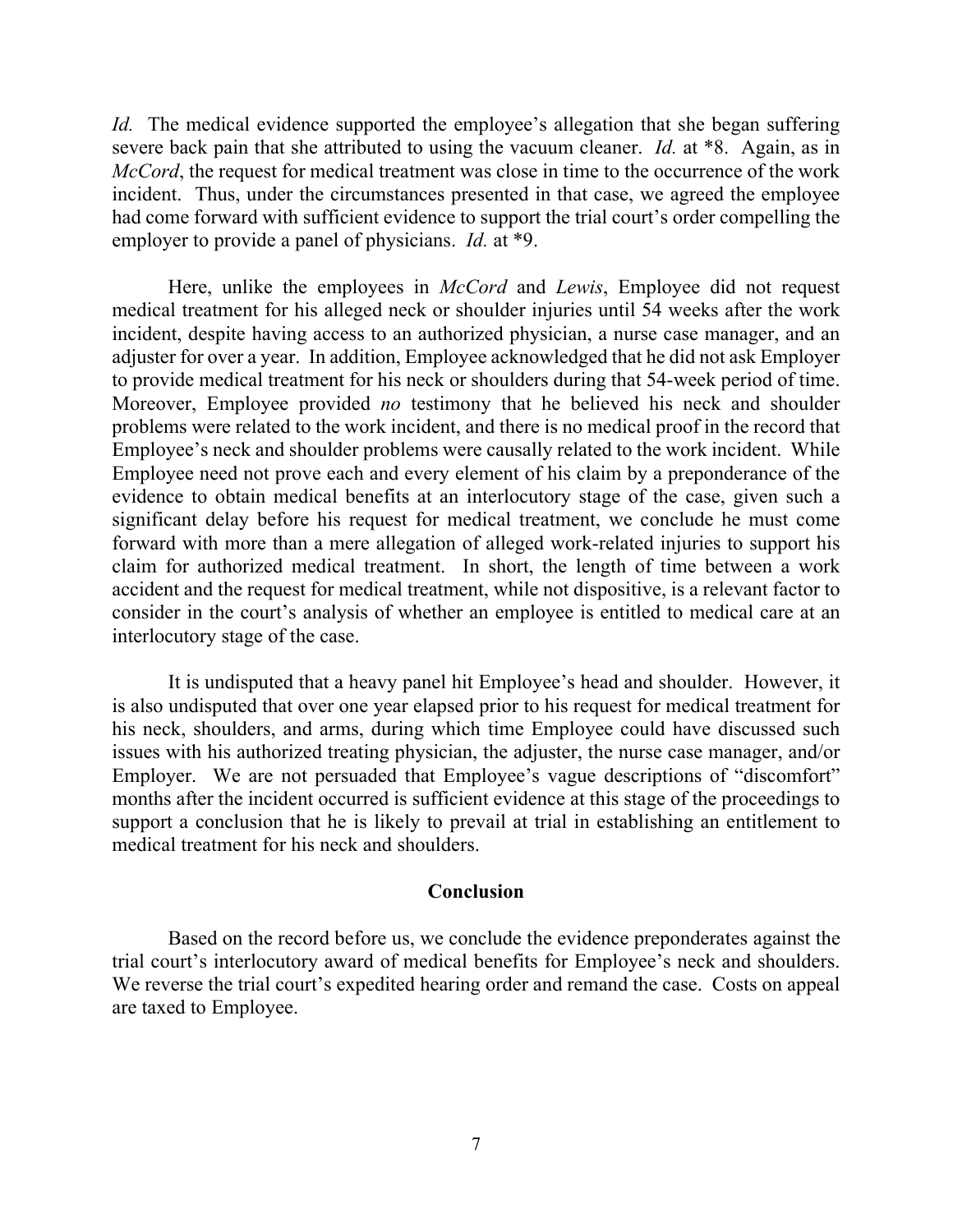*Id.* The medical evidence supported the employee's allegation that she began suffering severe back pain that she attributed to using the vacuum cleaner. *Id.* at *8. Again, as in *McCord*, the request for medical treatment was close in time to the occurrence of the work incident. Thus, under the circumstances presented in that case, we agreed the employee had come forward with sufficient evidence to support the trial court's order compelling the employer to provide a panel of physicians. *Id.* at *9.

Here, unlike the employees in *McCord* and *Lewis*, Employee did not request medical treatment for his alleged neck or shoulder injuries until 54 weeks after the work incident, despite having access to an authorized physician, a nurse case manager, and an adjuster for over a year. In addition, Employee acknowledged that he did not ask Employer to provide medical treatment for his neck or shoulders during that 54-week period of time. Moreover, Employee provided *no* testimony that he believed his neck and shoulder problems were related to the work incident, and there is no medical proof in the record that Employee's neck and shoulder problems were causally related to the work incident. While Employee need not prove each and every element of his claim by a preponderance of the evidence to obtain medical benefits at an interlocutory stage of the case, given such a significant delay before his request for medical treatment, we conclude he must come forward with more than a mere allegation of alleged work-related injuries to support his claim for authorized medical treatment. In short, the length of time between a work accident and the request for medical treatment, while not dispositive, is a relevant factor to consider in the court's analysis of whether an employee is entitled to medical care at an interlocutory stage of the case.

It is undisputed that a heavy panel hit Employee's head and shoulder. However, it is also undisputed that over one year elapsed prior to his request for medical treatment for his neck, shoulders, and arms, during which time Employee could have discussed such issues with his authorized treating physician, the adjuster, the nurse case manager, and/or Employer. We are not persuaded that Employee's vague descriptions of "discomfort" months after the incident occurred is sufficient evidence at this stage of the proceedings to support a conclusion that he is likely to prevail at trial in establishing an entitlement to medical treatment for his neck and shoulders.

## Conclusion

Based on the record before us, we conclude the evidence preponderates against the trial court's interlocutory award of medical benefits for Employee's neck and shoulders. We reverse the trial court's expedited hearing order and remand the case. Costs on appeal are taxed to Employee.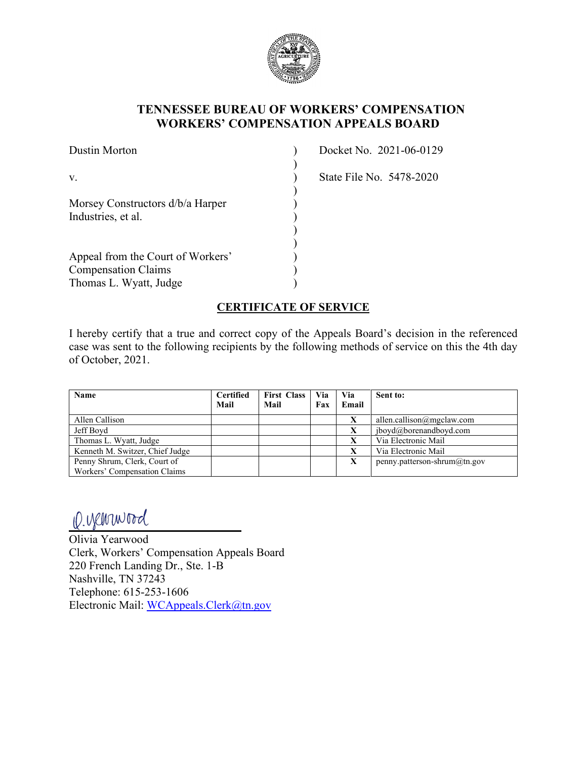## TENNESSEE BUREAU OF WORKERS' COMPENSATION
## WORKERS' COMPENSATION APPEALS BOARD

| | | |
|---|---|---|
| Dustin Morton | ) | Docket No. 2021-06-0129 |
| | ) | |
| v. | ) | State File No. 5478-2020 |
| | ) | |
| Morsey Constructors d/b/a Harper Industries, et al. | ) | |
| | ) | |
| | ) | |
| Appeal from the Court of Workers' Compensation Claims | ) | |
| Thomas L. Wyatt, Judge | ) | |

### CERTIFICATE OF SERVICE

I hereby certify that a true and correct copy of the Appeals Board's decision in the referenced case was sent to the following recipients by the following methods of service on this the 4th day of October, 2021.

| Name | Certified Mail | First Class Mail | Via Fax | Via Email | Sent to: |
|---|---|---|---|---|---|
| Allen Callison | | | | X | allen.callison@mgclaw.com |
| Jeff Boyd | | | | X | jboyd@borenandboyd.com |
| Thomas L. Wyatt, Judge | | | | X | Via Electronic Mail |
| Kenneth M. Switzer, Chief Judge | | | | X | Via Electronic Mail |
| Penny Shrum, Clerk, Court of Workers' Compensation Claims | | | | X | penny.patterson-shrum@tn.gov |

O. Yearwood

Olivia Yearwood
Clerk, Workers' Compensation Appeals Board
220 French Landing Dr., Ste. 1-B
Nashville, TN 37243
Telephone: 615-253-1606
Electronic Mail: WCAppeals.Clerk@tn.gov